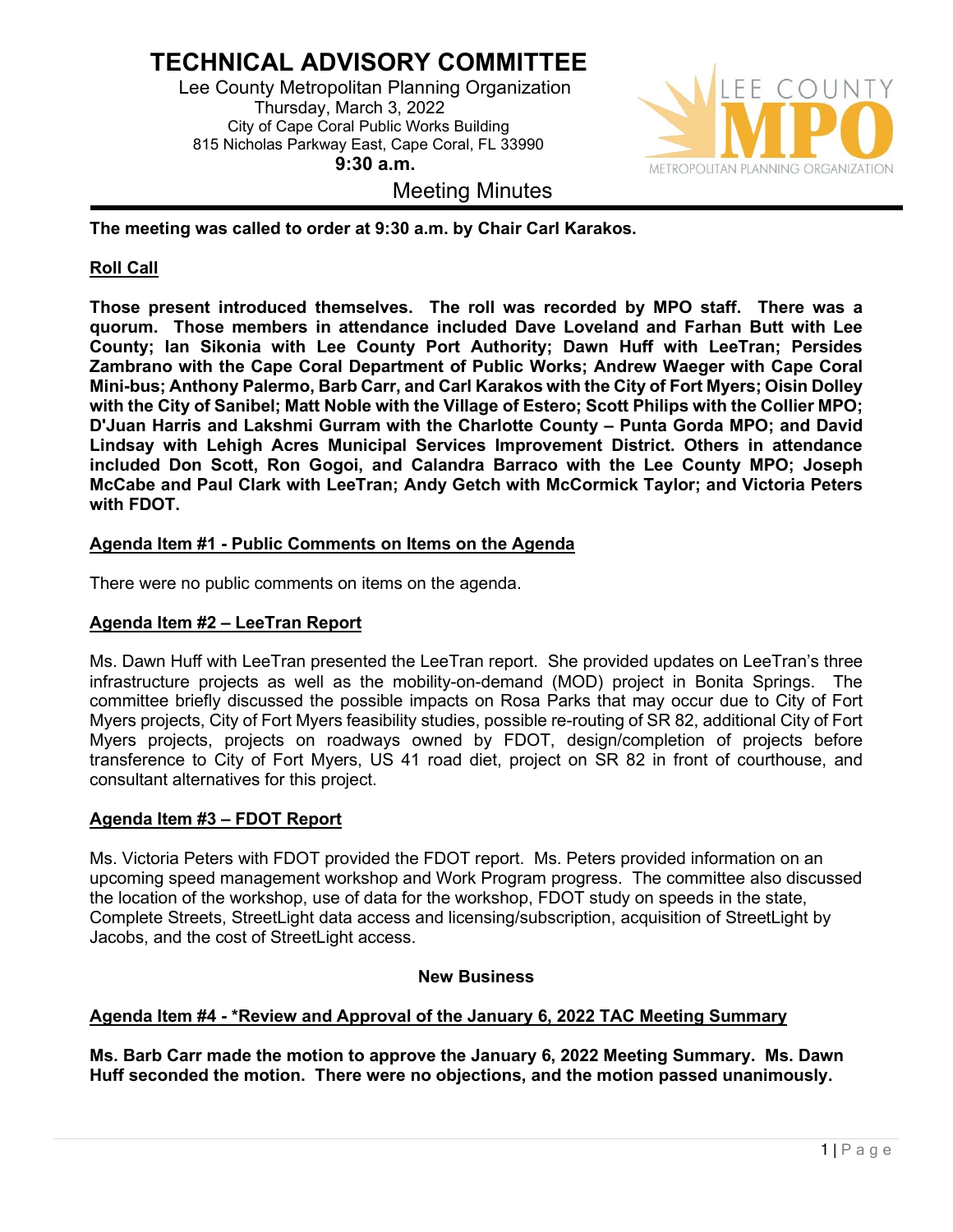# TECHNICAL ADVISORY COMMITTEE

Lee County Metropolitan Planning Organization
Thursday, March 3, 2022
City of Cape Coral Public Works Building
815 Nicholas Parkway East, Cape Coral, FL 33990
**9:30 a.m.**

## Meeting Minutes

**The meeting was called to order at 9:30 a.m. by Chair Carl Karakos.**

**Roll Call**

**Those present introduced themselves. The roll was recorded by MPO staff. There was a quorum. Those members in attendance included Dave Loveland and Farhan Butt with Lee County; Ian Sikonia with Lee County Port Authority; Dawn Huff with LeeTran; Persides Zambrano with the Cape Coral Department of Public Works; Andrew Waeger with Cape Coral Mini-bus; Anthony Palermo, Barb Carr, and Carl Karakos with the City of Fort Myers; Oisin Dolley with the City of Sanibel; Matt Noble with the Village of Estero; Scott Philips with the Collier MPO; D'Juan Harris and Lakshmi Gurram with the Charlotte County – Punta Gorda MPO; and David Lindsay with Lehigh Acres Municipal Services Improvement District. Others in attendance included Don Scott, Ron Gogoi, and Calandra Barraco with the Lee County MPO; Joseph McCabe and Paul Clark with LeeTran; Andy Getch with McCormick Taylor; and Victoria Peters with FDOT.**

**Agenda Item #1 - Public Comments on Items on the Agenda**

There were no public comments on items on the agenda.

**Agenda Item #2 – LeeTran Report**

Ms. Dawn Huff with LeeTran presented the LeeTran report. She provided updates on LeeTran's three infrastructure projects as well as the mobility-on-demand (MOD) project in Bonita Springs. The committee briefly discussed the possible impacts on Rosa Parks that may occur due to City of Fort Myers projects, City of Fort Myers feasibility studies, possible re-routing of SR 82, additional City of Fort Myers projects, projects on roadways owned by FDOT, design/completion of projects before transference to City of Fort Myers, US 41 road diet, project on SR 82 in front of courthouse, and consultant alternatives for this project.

**Agenda Item #3 – FDOT Report**

Ms. Victoria Peters with FDOT provided the FDOT report. Ms. Peters provided information on an upcoming speed management workshop and Work Program progress. The committee also discussed the location of the workshop, use of data for the workshop, FDOT study on speeds in the state, Complete Streets, StreetLight data access and licensing/subscription, acquisition of StreetLight by Jacobs, and the cost of StreetLight access.

**New Business**

**Agenda Item #4 - *Review and Approval of the January 6, 2022 TAC Meeting Summary**

**Ms. Barb Carr made the motion to approve the January 6, 2022 Meeting Summary. Ms. Dawn Huff seconded the motion. There were no objections, and the motion passed unanimously.**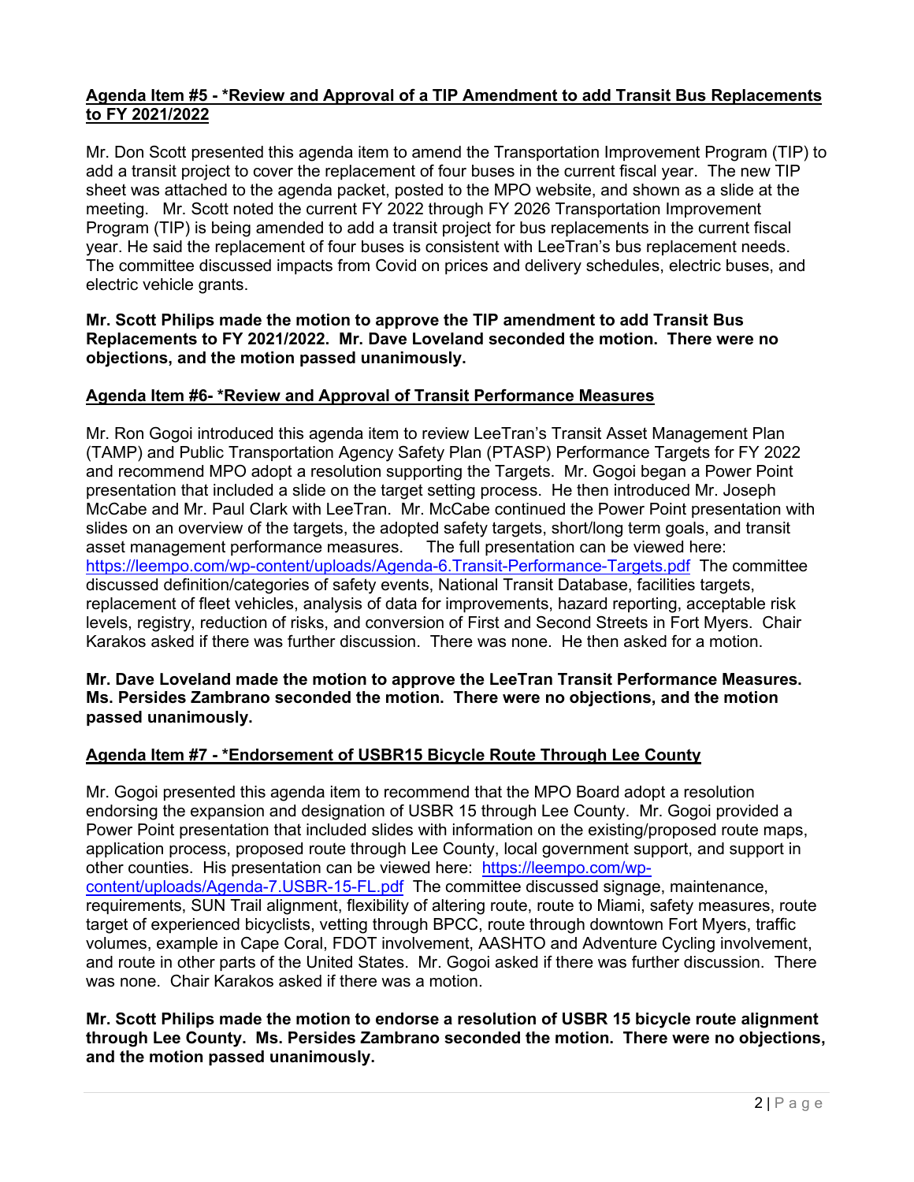**Agenda Item #5 - *Review and Approval of a TIP Amendment to add Transit Bus Replacements to FY 2021/2022**

Mr. Don Scott presented this agenda item to amend the Transportation Improvement Program (TIP) to add a transit project to cover the replacement of four buses in the current fiscal year. The new TIP sheet was attached to the agenda packet, posted to the MPO website, and shown as a slide at the meeting. Mr. Scott noted the current FY 2022 through FY 2026 Transportation Improvement Program (TIP) is being amended to add a transit project for bus replacements in the current fiscal year. He said the replacement of four buses is consistent with LeeTran's bus replacement needs. The committee discussed impacts from Covid on prices and delivery schedules, electric buses, and electric vehicle grants.

**Mr. Scott Philips made the motion to approve the TIP amendment to add Transit Bus Replacements to FY 2021/2022. Mr. Dave Loveland seconded the motion. There were no objections, and the motion passed unanimously.**

**Agenda Item #6- *Review and Approval of Transit Performance Measures**

Mr. Ron Gogoi introduced this agenda item to review LeeTran's Transit Asset Management Plan (TAMP) and Public Transportation Agency Safety Plan (PTASP) Performance Targets for FY 2022 and recommend MPO adopt a resolution supporting the Targets. Mr. Gogoi began a Power Point presentation that included a slide on the target setting process. He then introduced Mr. Joseph McCabe and Mr. Paul Clark with LeeTran. Mr. McCabe continued the Power Point presentation with slides on an overview of the targets, the adopted safety targets, short/long term goals, and transit asset management performance measures. The full presentation can be viewed here: https://leempo.com/wp-content/uploads/Agenda-6.Transit-Performance-Targets.pdf The committee discussed definition/categories of safety events, National Transit Database, facilities targets, replacement of fleet vehicles, analysis of data for improvements, hazard reporting, acceptable risk levels, registry, reduction of risks, and conversion of First and Second Streets in Fort Myers. Chair Karakos asked if there was further discussion. There was none. He then asked for a motion.

**Mr. Dave Loveland made the motion to approve the LeeTran Transit Performance Measures. Ms. Persides Zambrano seconded the motion. There were no objections, and the motion passed unanimously.**

**Agenda Item #7 - *Endorsement of USBR15 Bicycle Route Through Lee County**

Mr. Gogoi presented this agenda item to recommend that the MPO Board adopt a resolution endorsing the expansion and designation of USBR 15 through Lee County. Mr. Gogoi provided a Power Point presentation that included slides with information on the existing/proposed route maps, application process, proposed route through Lee County, local government support, and support in other counties. His presentation can be viewed here: https://leempo.com/wp-content/uploads/Agenda-7.USBR-15-FL.pdf The committee discussed signage, maintenance, requirements, SUN Trail alignment, flexibility of altering route, route to Miami, safety measures, route target of experienced bicyclists, vetting through BPCC, route through downtown Fort Myers, traffic volumes, example in Cape Coral, FDOT involvement, AASHTO and Adventure Cycling involvement, and route in other parts of the United States. Mr. Gogoi asked if there was further discussion. There was none. Chair Karakos asked if there was a motion.

**Mr. Scott Philips made the motion to endorse a resolution of USBR 15 bicycle route alignment through Lee County. Ms. Persides Zambrano seconded the motion. There were no objections, and the motion passed unanimously.**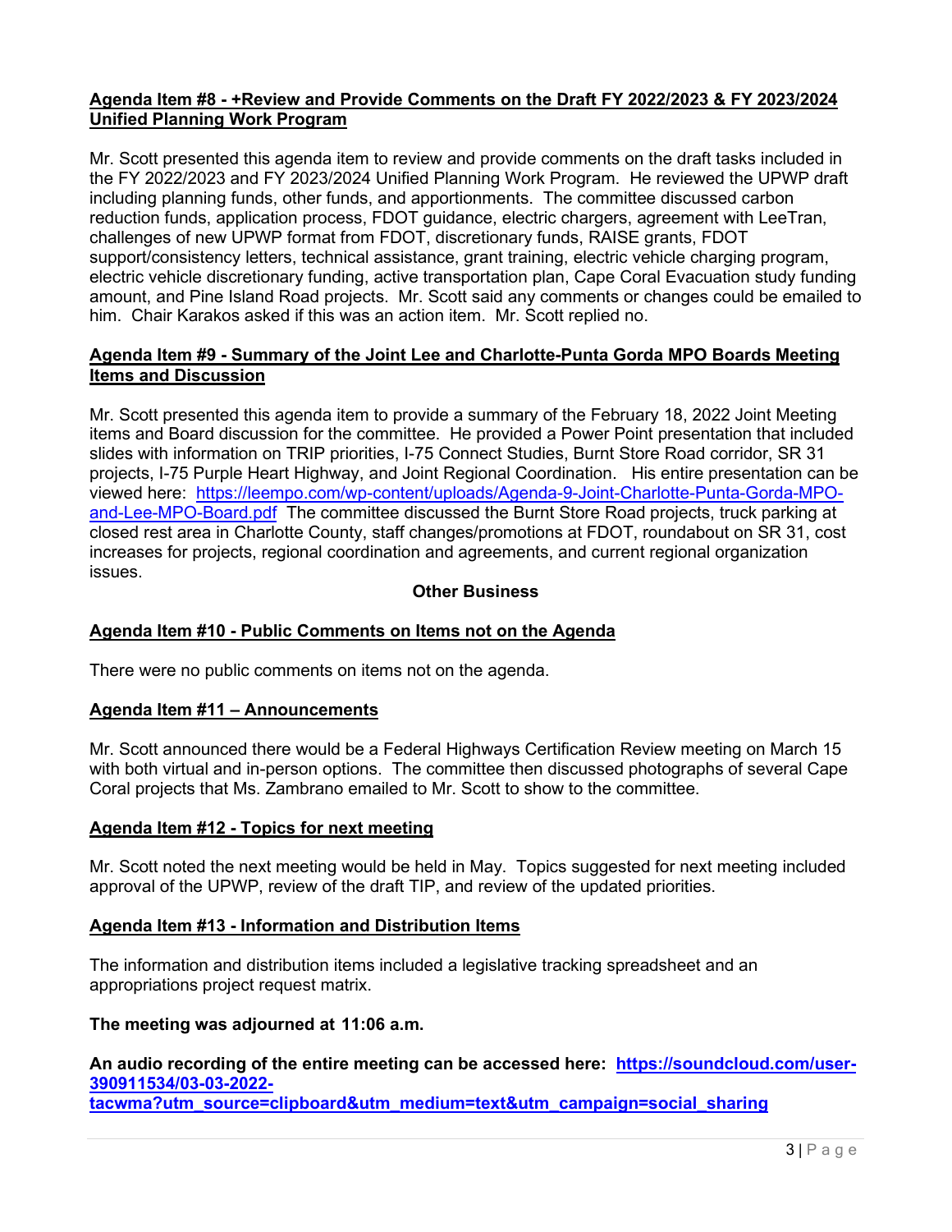**Agenda Item #8 - +Review and Provide Comments on the Draft FY 2022/2023 & FY 2023/2024 Unified Planning Work Program**

Mr. Scott presented this agenda item to review and provide comments on the draft tasks included in the FY 2022/2023 and FY 2023/2024 Unified Planning Work Program. He reviewed the UPWP draft including planning funds, other funds, and apportionments. The committee discussed carbon reduction funds, application process, FDOT guidance, electric chargers, agreement with LeeTran, challenges of new UPWP format from FDOT, discretionary funds, RAISE grants, FDOT support/consistency letters, technical assistance, grant training, electric vehicle charging program, electric vehicle discretionary funding, active transportation plan, Cape Coral Evacuation study funding amount, and Pine Island Road projects. Mr. Scott said any comments or changes could be emailed to him. Chair Karakos asked if this was an action item. Mr. Scott replied no.

**Agenda Item #9 - Summary of the Joint Lee and Charlotte-Punta Gorda MPO Boards Meeting Items and Discussion**

Mr. Scott presented this agenda item to provide a summary of the February 18, 2022 Joint Meeting items and Board discussion for the committee. He provided a Power Point presentation that included slides with information on TRIP priorities, I-75 Connect Studies, Burnt Store Road corridor, SR 31 projects, I-75 Purple Heart Highway, and Joint Regional Coordination. His entire presentation can be viewed here: [https://leempo.com/wp-content/uploads/Agenda-9-Joint-Charlotte-Punta-Gorda-MPO-and-Lee-MPO-Board.pdf](https://leempo.com/wp-content/uploads/Agenda-9-Joint-Charlotte-Punta-Gorda-MPO-and-Lee-MPO-Board.pdf) The committee discussed the Burnt Store Road projects, truck parking at closed rest area in Charlotte County, staff changes/promotions at FDOT, roundabout on SR 31, cost increases for projects, regional coordination and agreements, and current regional organization issues.

**Other Business**

**Agenda Item #10 - Public Comments on Items not on the Agenda**

There were no public comments on items not on the agenda.

**Agenda Item #11 – Announcements**

Mr. Scott announced there would be a Federal Highways Certification Review meeting on March 15 with both virtual and in-person options. The committee then discussed photographs of several Cape Coral projects that Ms. Zambrano emailed to Mr. Scott to show to the committee.

**Agenda Item #12 - Topics for next meeting**

Mr. Scott noted the next meeting would be held in May. Topics suggested for next meeting included approval of the UPWP, review of the draft TIP, and review of the updated priorities.

**Agenda Item #13 - Information and Distribution Items**

The information and distribution items included a legislative tracking spreadsheet and an appropriations project request matrix.

**The meeting was adjourned at 11:06 a.m.**

**An audio recording of the entire meeting can be accessed here: [https://soundcloud.com/user-390911534/03-03-2022-tacwma?utm_source=clipboard&utm_medium=text&utm_campaign=social_sharing](https://soundcloud.com/user-390911534/03-03-2022-tacwma?utm_source=clipboard&utm_medium=text&utm_campaign=social_sharing)**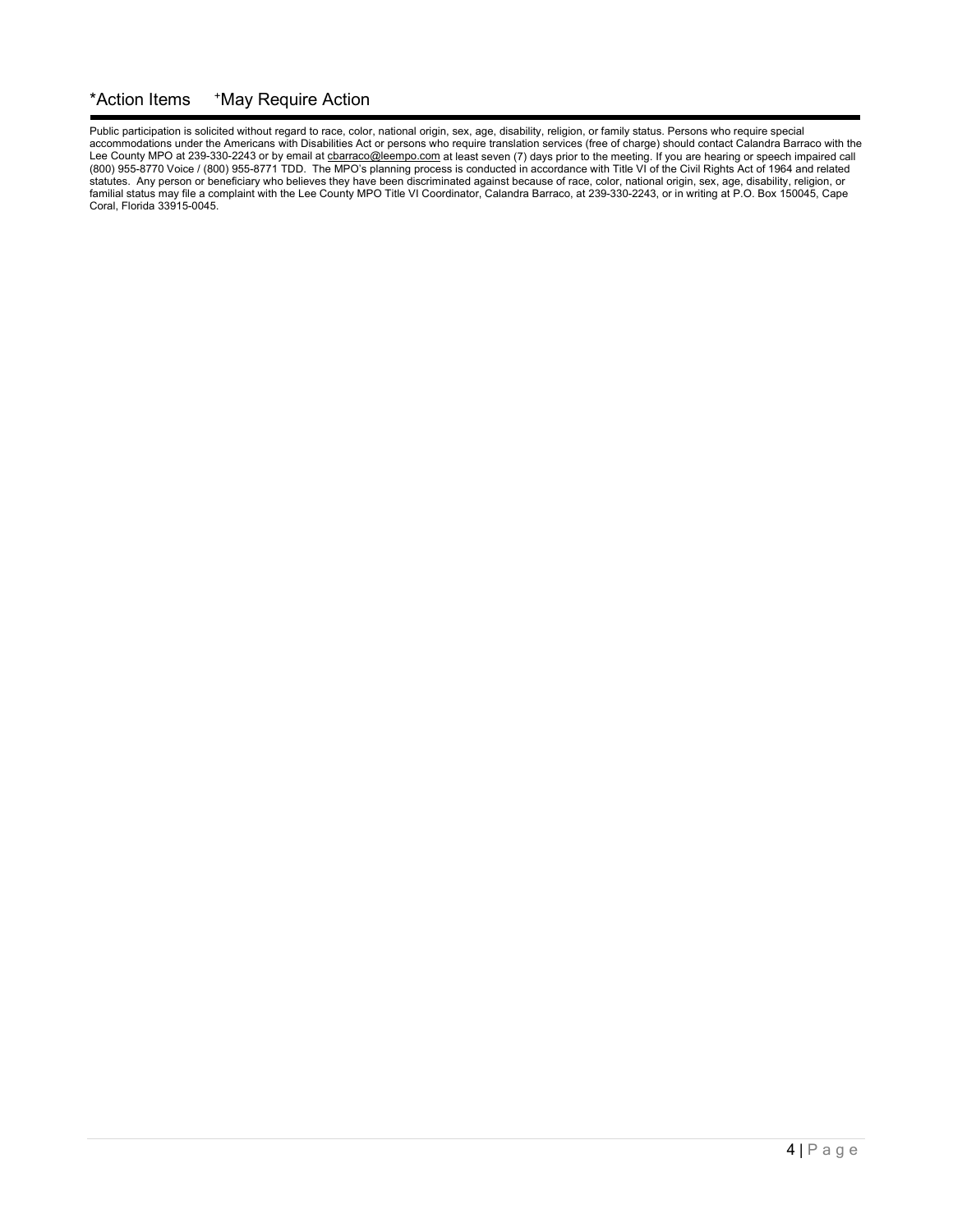*Action Items    ⁺May Require Action

Public participation is solicited without regard to race, color, national origin, sex, age, disability, religion, or family status. Persons who require special accommodations under the Americans with Disabilities Act or persons who require translation services (free of charge) should contact Calandra Barraco with the Lee County MPO at 239-330-2243 or by email at cbarraco@leempo.com at least seven (7) days prior to the meeting. If you are hearing or speech impaired call (800) 955-8770 Voice / (800) 955-8771 TDD. The MPO's planning process is conducted in accordance with Title VI of the Civil Rights Act of 1964 and related statutes. Any person or beneficiary who believes they have been discriminated against because of race, color, national origin, sex, age, disability, religion, or familial status may file a complaint with the Lee County MPO Title VI Coordinator, Calandra Barraco, at 239-330-2243, or in writing at P.O. Box 150045, Cape Coral, Florida 33915-0045.